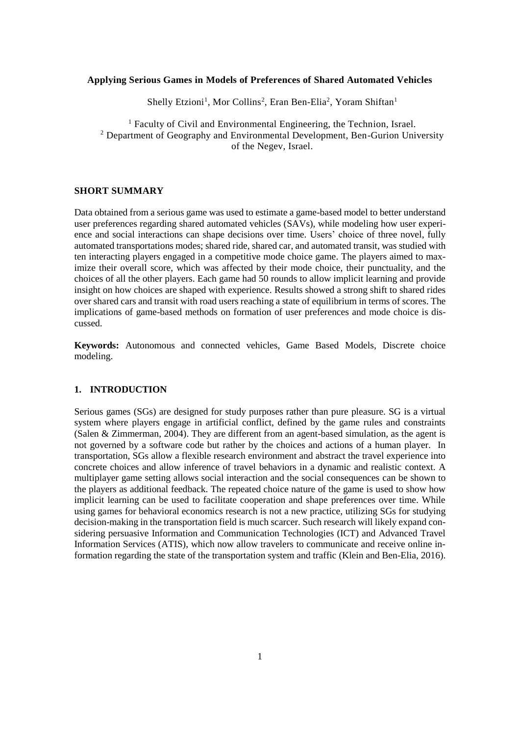# Applying Serious Games in Models of Preferences of Shared Automated Vehicles

Shelly Etzioni[1], Mor Collins[2], Eran Ben-Elia[2], Yoram Shiftan[1]

[1] Faculty of Civil and Environmental Engineering, the Technion, Israel.
[2] Department of Geography and Environmental Development, Ben-Gurion University of the Negev, Israel.

## SHORT SUMMARY

Data obtained from a serious game was used to estimate a game-based model to better understand user preferences regarding shared automated vehicles (SAVs), while modeling how user experience and social interactions can shape decisions over time. Users' choice of three novel, fully automated transportations modes; shared ride, shared car, and automated transit, was studied with ten interacting players engaged in a competitive mode choice game. The players aimed to maximize their overall score, which was affected by their mode choice, their punctuality, and the choices of all the other players. Each game had 50 rounds to allow implicit learning and provide insight on how choices are shaped with experience. Results showed a strong shift to shared rides over shared cars and transit with road users reaching a state of equilibrium in terms of scores. The implications of game-based methods on formation of user preferences and mode choice is discussed.

**Keywords:** Autonomous and connected vehicles, Game Based Models, Discrete choice modeling.

## 1. INTRODUCTION

Serious games (SGs) are designed for study purposes rather than pure pleasure. SG is a virtual system where players engage in artificial conflict, defined by the game rules and constraints (Salen & Zimmerman, 2004). They are different from an agent-based simulation, as the agent is not governed by a software code but rather by the choices and actions of a human player. In transportation, SGs allow a flexible research environment and abstract the travel experience into concrete choices and allow inference of travel behaviors in a dynamic and realistic context. A multiplayer game setting allows social interaction and the social consequences can be shown to the players as additional feedback. The repeated choice nature of the game is used to show how implicit learning can be used to facilitate cooperation and shape preferences over time. While using games for behavioral economics research is not a new practice, utilizing SGs for studying decision-making in the transportation field is much scarcer. Such research will likely expand considering persuasive Information and Communication Technologies (ICT) and Advanced Travel Information Services (ATIS), which now allow travelers to communicate and receive online information regarding the state of the transportation system and traffic (Klein and Ben-Elia, 2016).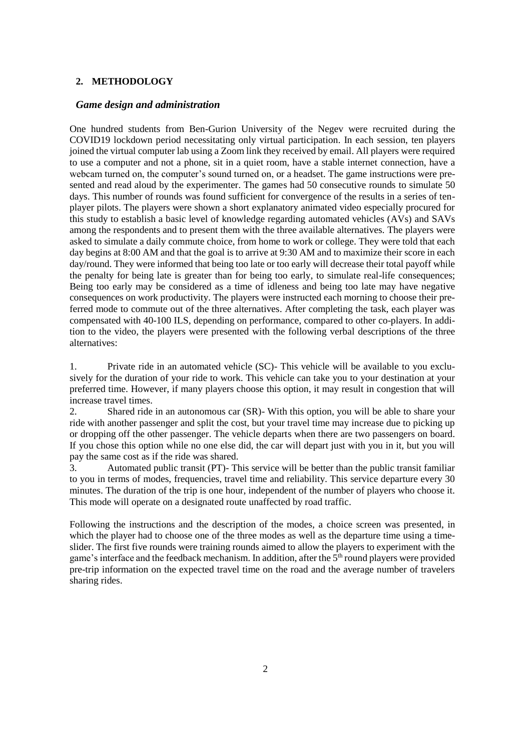## 2. METHODOLOGY

### *Game design and administration*

One hundred students from Ben-Gurion University of the Negev were recruited during the COVID19 lockdown period necessitating only virtual participation. In each session, ten players joined the virtual computer lab using a Zoom link they received by email. All players were required to use a computer and not a phone, sit in a quiet room, have a stable internet connection, have a webcam turned on, the computer's sound turned on, or a headset. The game instructions were presented and read aloud by the experimenter. The games had 50 consecutive rounds to simulate 50 days. This number of rounds was found sufficient for convergence of the results in a series of ten-player pilots. The players were shown a short explanatory animated video especially procured for this study to establish a basic level of knowledge regarding automated vehicles (AVs) and SAVs among the respondents and to present them with the three available alternatives. The players were asked to simulate a daily commute choice, from home to work or college. They were told that each day begins at 8:00 AM and that the goal is to arrive at 9:30 AM and to maximize their score in each day/round. They were informed that being too late or too early will decrease their total payoff while the penalty for being late is greater than for being too early, to simulate real-life consequences; Being too early may be considered as a time of idleness and being too late may have negative consequences on work productivity. The players were instructed each morning to choose their preferred mode to commute out of the three alternatives. After completing the task, each player was compensated with 40-100 ILS, depending on performance, compared to other co-players. In addition to the video, the players were presented with the following verbal descriptions of the three alternatives:

1. Private ride in an automated vehicle (SC)- This vehicle will be available to you exclusively for the duration of your ride to work. This vehicle can take you to your destination at your preferred time. However, if many players choose this option, it may result in congestion that will increase travel times.
2. Shared ride in an autonomous car (SR)- With this option, you will be able to share your ride with another passenger and split the cost, but your travel time may increase due to picking up or dropping off the other passenger. The vehicle departs when there are two passengers on board. If you chose this option while no one else did, the car will depart just with you in it, but you will pay the same cost as if the ride was shared.
3. Automated public transit (PT)- This service will be better than the public transit familiar to you in terms of modes, frequencies, travel time and reliability. This service departure every 30 minutes. The duration of the trip is one hour, independent of the number of players who choose it. This mode will operate on a designated route unaffected by road traffic.

Following the instructions and the description of the modes, a choice screen was presented, in which the player had to choose one of the three modes as well as the departure time using a time-slider. The first five rounds were training rounds aimed to allow the players to experiment with the game's interface and the feedback mechanism. In addition, after the 5th round players were provided pre-trip information on the expected travel time on the road and the average number of travelers sharing rides.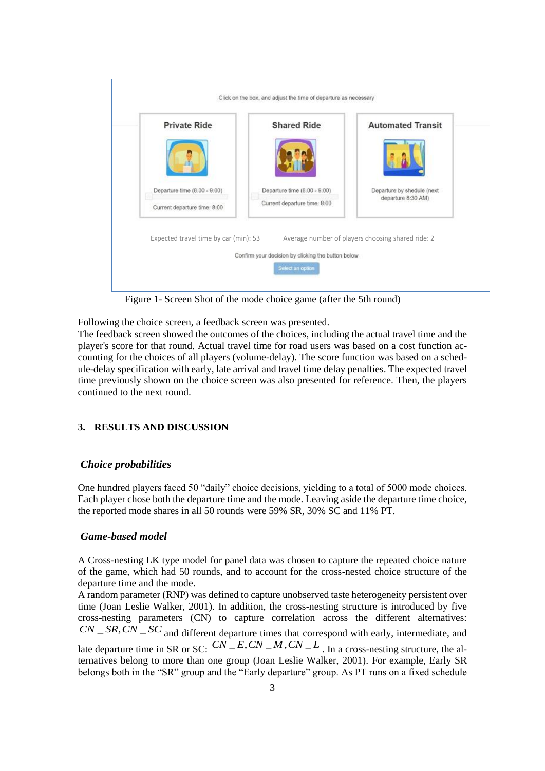Click on the box, and adjust the time of departure as necessary

| Private Ride | Shared Ride | Automated Transit |
| --- | --- | --- |
| Departure time (8:00 - 9:00) | Departure time (8:00 - 9:00) | Departure by shedule (next departure 8:30 AM) |
| Current departure time: 8:00 | Current departure time: 8:00 | |

Expected travel time by car (min): 53    Average number of players choosing shared ride: 2

Confirm your decision by clicking the button below

Select an option

Figure 1- Screen Shot of the mode choice game (after the 5th round)

Following the choice screen, a feedback screen was presented.
The feedback screen showed the outcomes of the choices, including the actual travel time and the player's score for that round. Actual travel time for road users was based on a cost function accounting for the choices of all players (volume-delay). The score function was based on a schedule-delay specification with early, late arrival and travel time delay penalties. The expected travel time previously shown on the choice screen was also presented for reference. Then, the players continued to the next round.

## 3. RESULTS AND DISCUSSION

### *Choice probabilities*

One hundred players faced 50 "daily" choice decisions, yielding to a total of 5000 mode choices. Each player chose both the departure time and the mode. Leaving aside the departure time choice, the reported mode shares in all 50 rounds were 59% SR, 30% SC and 11% PT.

### *Game-based model*

A Cross-nesting LK type model for panel data was chosen to capture the repeated choice nature of the game, which had 50 rounds, and to account for the cross-nested choice structure of the departure time and the mode.
A random parameter (RNP) was defined to capture unobserved taste heterogeneity persistent over time (Joan Leslie Walker, 2001). In addition, the cross-nesting structure is introduced by five cross-nesting parameters (CN) to capture correlation across the different alternatives: $CN\_SR, CN\_SC$ and different departure times that correspond with early, intermediate, and late departure time in SR or SC: $CN\_E, CN\_M, CN\_L$. In a cross-nesting structure, the alternatives belong to more than one group (Joan Leslie Walker, 2001). For example, Early SR belongs both in the "SR" group and the "Early departure" group. As PT runs on a fixed schedule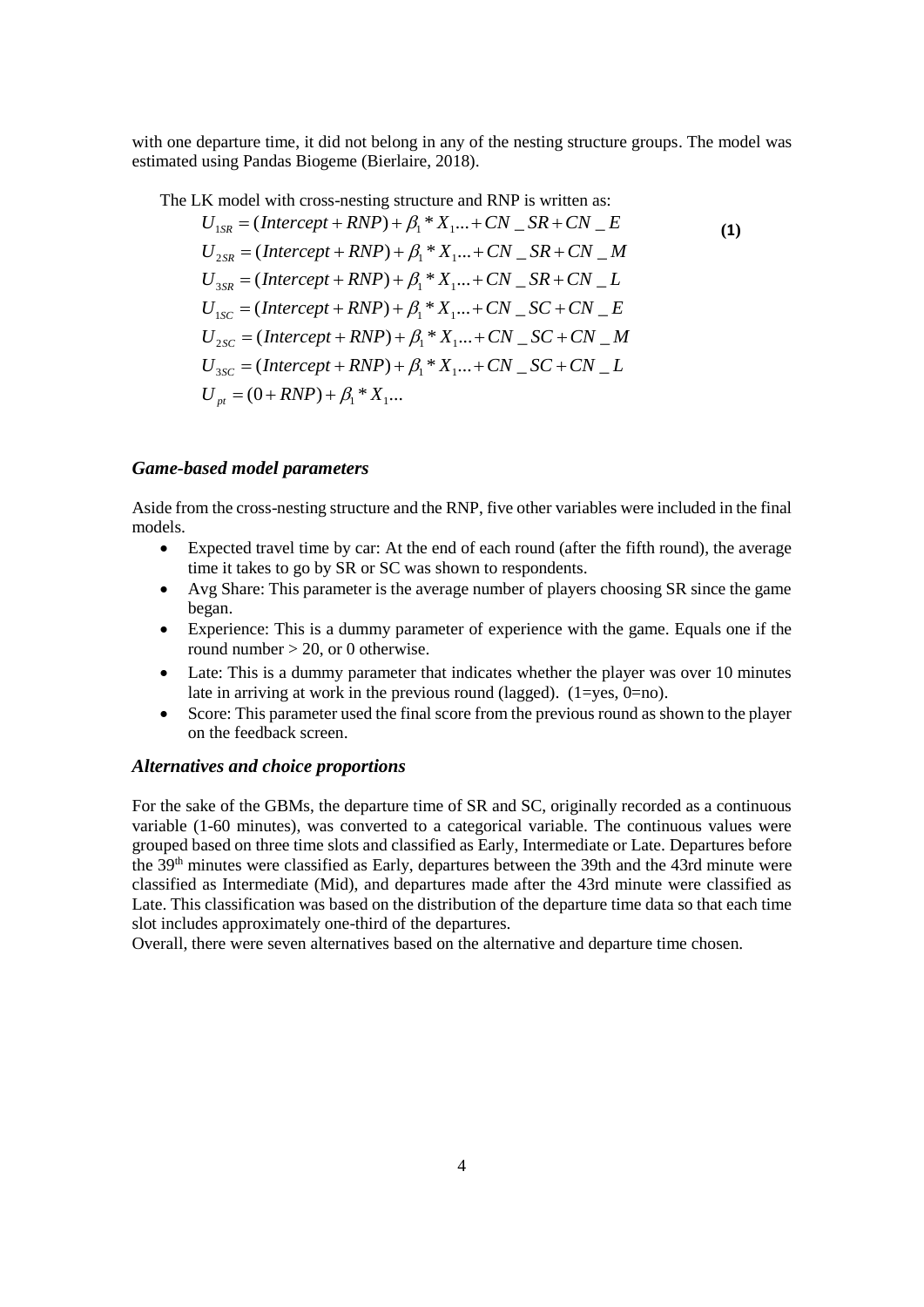with one departure time, it did not belong in any of the nesting structure groups. The model was estimated using Pandas Biogeme (Bierlaire, 2018).

The LK model with cross-nesting structure and RNP is written as:

$$
\begin{aligned}
U_{1SR} &= (Intercept + RNP) + \beta_1 * X_1 ... + CN\_SR + CN\_E \\
U_{2SR} &= (Intercept + RNP) + \beta_1 * X_1 ... + CN\_SR + CN\_M \\
U_{3SR} &= (Intercept + RNP) + \beta_1 * X_1 ... + CN\_SR + CN\_L \\
U_{1SC} &= (Intercept + RNP) + \beta_1 * X_1 ... + CN\_SC + CN\_E \\
U_{2SC} &= (Intercept + RNP) + \beta_1 * X_1 ... + CN\_SC + CN\_M \\
U_{3SC} &= (Intercept + RNP) + \beta_1 * X_1 ... + CN\_SC + CN\_L \\
U_{pt} &= (0 + RNP) + \beta_1 * X_1 ...
\end{aligned} \tag{1}
$$

### *Game-based model parameters*

Aside from the cross-nesting structure and the RNP, five other variables were included in the final models.

- Expected travel time by car: At the end of each round (after the fifth round), the average time it takes to go by SR or SC was shown to respondents.
- Avg Share: This parameter is the average number of players choosing SR since the game began.
- Experience: This is a dummy parameter of experience with the game. Equals one if the round number > 20, or 0 otherwise.
- Late: This is a dummy parameter that indicates whether the player was over 10 minutes late in arriving at work in the previous round (lagged). (1=yes, 0=no).
- Score: This parameter used the final score from the previous round as shown to the player on the feedback screen.

### *Alternatives and choice proportions*

For the sake of the GBMs, the departure time of SR and SC, originally recorded as a continuous variable (1-60 minutes), was converted to a categorical variable. The continuous values were grouped based on three time slots and classified as Early, Intermediate or Late. Departures before the 39th minutes were classified as Early, departures between the 39th and the 43rd minute were classified as Intermediate (Mid), and departures made after the 43rd minute were classified as Late. This classification was based on the distribution of the departure time data so that each time slot includes approximately one-third of the departures.

Overall, there were seven alternatives based on the alternative and departure time chosen.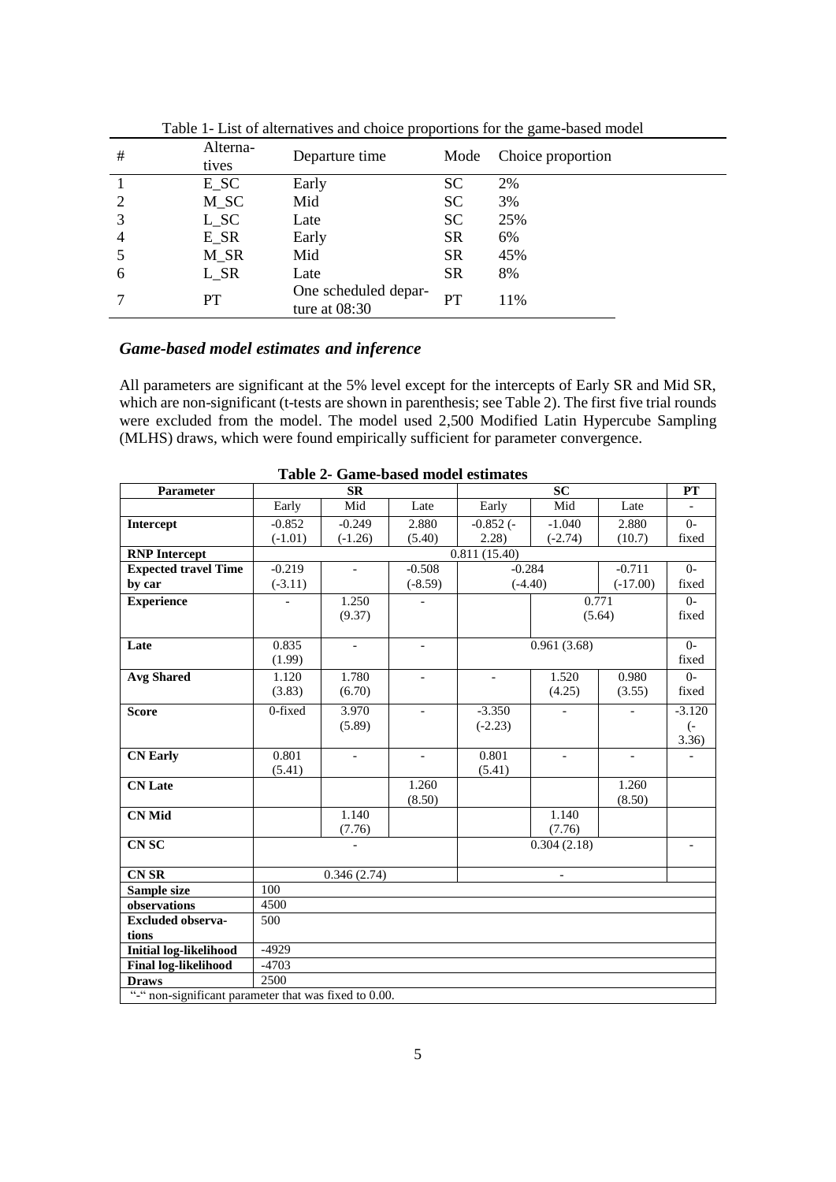Table 1- List of alternatives and choice proportions for the game-based model

| # | Alterna-tives | Departure time | Mode | Choice proportion |
|---|---|---|---|---|
| 1 | E_SC | Early | SC | 2% |
| 2 | M_SC | Mid | SC | 3% |
| 3 | L_SC | Late | SC | 25% |
| 4 | E_SR | Early | SR | 6% |
| 5 | M_SR | Mid | SR | 45% |
| 6 | L_SR | Late | SR | 8% |
| 7 | PT | One scheduled departure at 08:30 | PT | 11% |

### *Game-based model estimates and inference*

All parameters are significant at the 5% level except for the intercepts of Early SR and Mid SR, which are non-significant (t-tests are shown in parenthesis; see Table 2). The first five trial rounds were excluded from the model. The model used 2,500 Modified Latin Hypercube Sampling (MLHS) draws, which were found empirically sufficient for parameter convergence.

**Table 2- Game-based model estimates**

| Parameter | SR | | | SC | | | PT |
|---|---|---|---|---|---|---|---|
| | Early | Mid | Late | Early | Mid | Late | - |
| **Intercept** | -0.852 (-1.01) | -0.249 (-1.26) | 2.880 (5.40) | -0.852 (-2.28) | -1.040 (-2.74) | 2.880 (10.7) | 0-fixed |
| **RNP Intercept** | 0.811 (15.40) | | | | | | |
| **Expected travel Time by car** | -0.219 (-3.11) | - | -0.508 (-8.59) | -0.284 (-4.40) | | -0.711 (-17.00) | 0-fixed |
| **Experience** | - | 1.250 (9.37) | - | | 0.771 (5.64) | | 0-fixed |
| **Late** | 0.835 (1.99) | - | - | 0.961 (3.68) | | | 0-fixed |
| **Avg Shared** | 1.120 (3.83) | 1.780 (6.70) | - | - | 1.520 (4.25) | 0.980 (3.55) | 0-fixed |
| **Score** | 0-fixed | 3.970 (5.89) | - | -3.350 (-2.23) | - | - | -3.120 (-3.36) |
| **CN Early** | 0.801 (5.41) | - | - | 0.801 (5.41) | - | - | - |
| **CN Late** | | | 1.260 (8.50) | | | 1.260 (8.50) | |
| **CN Mid** | | 1.140 (7.76) | | | 1.140 (7.76) | | |
| **CN SC** | - | | | 0.304 (2.18) | | | - |
| **CN SR** | 0.346 (2.74) | | | - | | | |
| **Sample size** | 100 | | | | | | |
| **observations** | 4500 | | | | | | |
| **Excluded observations** | 500 | | | | | | |
| **Initial log-likelihood** | -4929 | | | | | | |
| **Final log-likelihood** | -4703 | | | | | | |
| **Draws** | 2500 | | | | | | |

"-" non-significant parameter that was fixed to 0.00.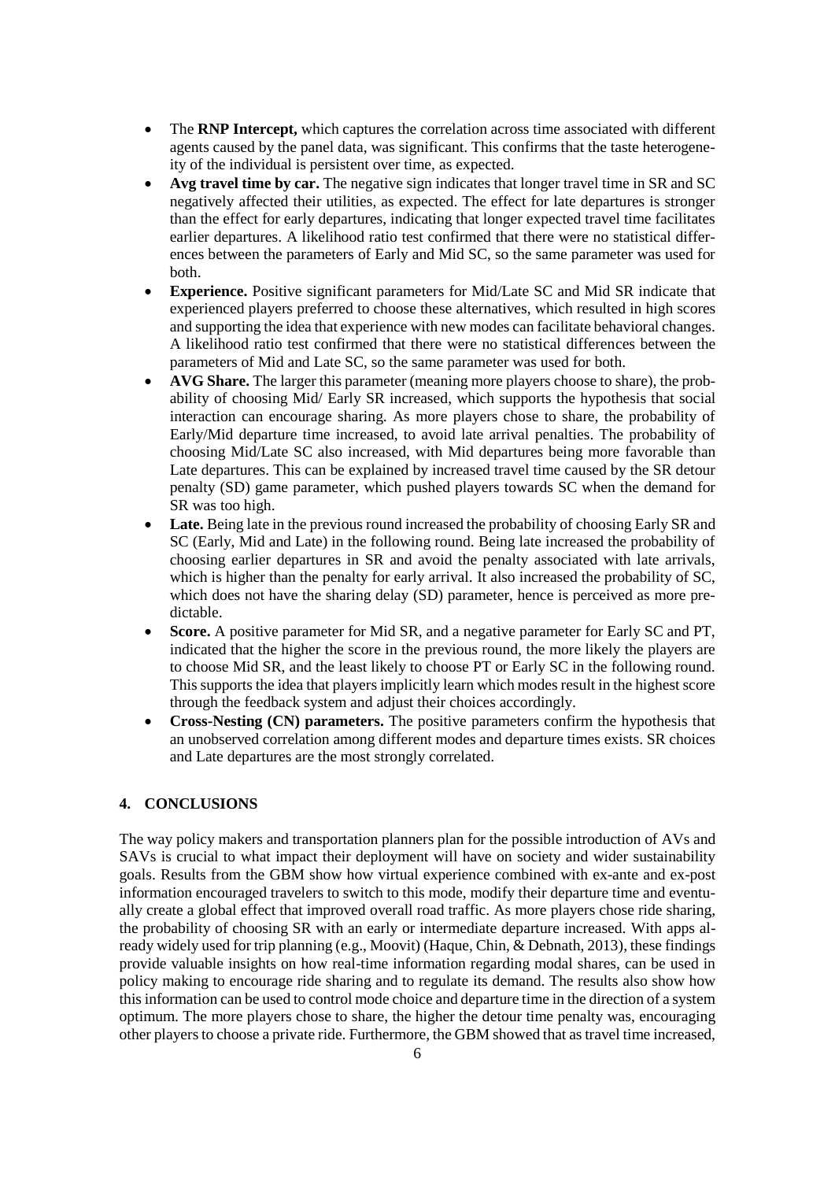- The **RNP Intercept,** which captures the correlation across time associated with different agents caused by the panel data, was significant. This confirms that the taste heterogeneity of the individual is persistent over time, as expected.
- **Avg travel time by car.** The negative sign indicates that longer travel time in SR and SC negatively affected their utilities, as expected. The effect for late departures is stronger than the effect for early departures, indicating that longer expected travel time facilitates earlier departures. A likelihood ratio test confirmed that there were no statistical differences between the parameters of Early and Mid SC, so the same parameter was used for both.
- **Experience.** Positive significant parameters for Mid/Late SC and Mid SR indicate that experienced players preferred to choose these alternatives, which resulted in high scores and supporting the idea that experience with new modes can facilitate behavioral changes. A likelihood ratio test confirmed that there were no statistical differences between the parameters of Mid and Late SC, so the same parameter was used for both.
- **AVG Share.** The larger this parameter (meaning more players choose to share), the probability of choosing Mid/ Early SR increased, which supports the hypothesis that social interaction can encourage sharing. As more players chose to share, the probability of Early/Mid departure time increased, to avoid late arrival penalties. The probability of choosing Mid/Late SC also increased, with Mid departures being more favorable than Late departures. This can be explained by increased travel time caused by the SR detour penalty (SD) game parameter, which pushed players towards SC when the demand for SR was too high.
- **Late.** Being late in the previous round increased the probability of choosing Early SR and SC (Early, Mid and Late) in the following round. Being late increased the probability of choosing earlier departures in SR and avoid the penalty associated with late arrivals, which is higher than the penalty for early arrival. It also increased the probability of SC, which does not have the sharing delay (SD) parameter, hence is perceived as more predictable.
- **Score.** A positive parameter for Mid SR, and a negative parameter for Early SC and PT, indicated that the higher the score in the previous round, the more likely the players are to choose Mid SR, and the least likely to choose PT or Early SC in the following round. This supports the idea that players implicitly learn which modes result in the highest score through the feedback system and adjust their choices accordingly.
- **Cross-Nesting (CN) parameters.** The positive parameters confirm the hypothesis that an unobserved correlation among different modes and departure times exists. SR choices and Late departures are the most strongly correlated.

## 4. CONCLUSIONS

The way policy makers and transportation planners plan for the possible introduction of AVs and SAVs is crucial to what impact their deployment will have on society and wider sustainability goals. Results from the GBM show how virtual experience combined with ex-ante and ex-post information encouraged travelers to switch to this mode, modify their departure time and eventually create a global effect that improved overall road traffic. As more players chose ride sharing, the probability of choosing SR with an early or intermediate departure increased. With apps already widely used for trip planning (e.g., Moovit) (Haque, Chin, & Debnath, 2013), these findings provide valuable insights on how real-time information regarding modal shares, can be used in policy making to encourage ride sharing and to regulate its demand. The results also show how this information can be used to control mode choice and departure time in the direction of a system optimum. The more players chose to share, the higher the detour time penalty was, encouraging other players to choose a private ride. Furthermore, the GBM showed that as travel time increased,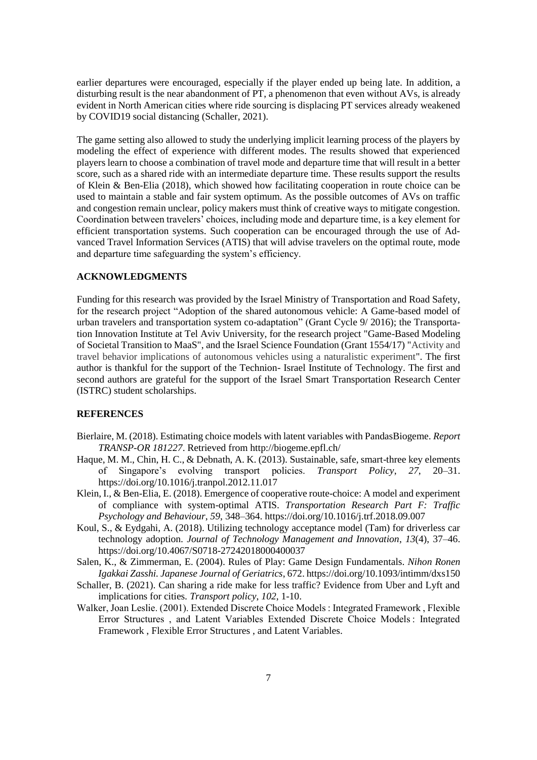earlier departures were encouraged, especially if the player ended up being late. In addition, a disturbing result is the near abandonment of PT, a phenomenon that even without AVs, is already evident in North American cities where ride sourcing is displacing PT services already weakened by COVID19 social distancing (Schaller, 2021).

The game setting also allowed to study the underlying implicit learning process of the players by modeling the effect of experience with different modes. The results showed that experienced players learn to choose a combination of travel mode and departure time that will result in a better score, such as a shared ride with an intermediate departure time. These results support the results of Klein & Ben-Elia (2018), which showed how facilitating cooperation in route choice can be used to maintain a stable and fair system optimum. As the possible outcomes of AVs on traffic and congestion remain unclear, policy makers must think of creative ways to mitigate congestion. Coordination between travelers' choices, including mode and departure time, is a key element for efficient transportation systems. Such cooperation can be encouraged through the use of Advanced Travel Information Services (ATIS) that will advise travelers on the optimal route, mode and departure time safeguarding the system's efficiency.

## ACKNOWLEDGMENTS

Funding for this research was provided by the Israel Ministry of Transportation and Road Safety, for the research project "Adoption of the shared autonomous vehicle: A Game-based model of urban travelers and transportation system co-adaptation" (Grant Cycle 9/ 2016); the Transportation Innovation Institute at Tel Aviv University, for the research project "Game-Based Modeling of Societal Transition to MaaS", and the Israel Science Foundation (Grant 1554/17) "Activity and travel behavior implications of autonomous vehicles using a naturalistic experiment". The first author is thankful for the support of the Technion- Israel Institute of Technology. The first and second authors are grateful for the support of the Israel Smart Transportation Research Center (ISTRC) student scholarships.

## REFERENCES

Bierlaire, M. (2018). Estimating choice models with latent variables with PandasBiogeme. *Report TRANSP-OR 181227*. Retrieved from http://biogeme.epfl.ch/

Haque, M. M., Chin, H. C., & Debnath, A. K. (2013). Sustainable, safe, smart-three key elements of Singapore's evolving transport policies. *Transport Policy*, *27*, 20–31. https://doi.org/10.1016/j.tranpol.2012.11.017

Klein, I., & Ben-Elia, E. (2018). Emergence of cooperative route-choice: A model and experiment of compliance with system-optimal ATIS. *Transportation Research Part F: Traffic Psychology and Behaviour*, *59*, 348–364. https://doi.org/10.1016/j.trf.2018.09.007

Koul, S., & Eydgahi, A. (2018). Utilizing technology acceptance model (Tam) for driverless car technology adoption. *Journal of Technology Management and Innovation*, *13*(4), 37–46. https://doi.org/10.4067/S0718-27242018000400037

Salen, K., & Zimmerman, E. (2004). Rules of Play: Game Design Fundamentals. *Nihon Ronen Igakkai Zasshi. Japanese Journal of Geriatrics*, 672. https://doi.org/10.1093/intimm/dxs150

Schaller, B. (2021). Can sharing a ride make for less traffic? Evidence from Uber and Lyft and implications for cities. *Transport policy*, *102*, 1-10.

Walker, Joan Leslie. (2001). Extended Discrete Choice Models : Integrated Framework , Flexible Error Structures , and Latent Variables Extended Discrete Choice Models : Integrated Framework , Flexible Error Structures , and Latent Variables.